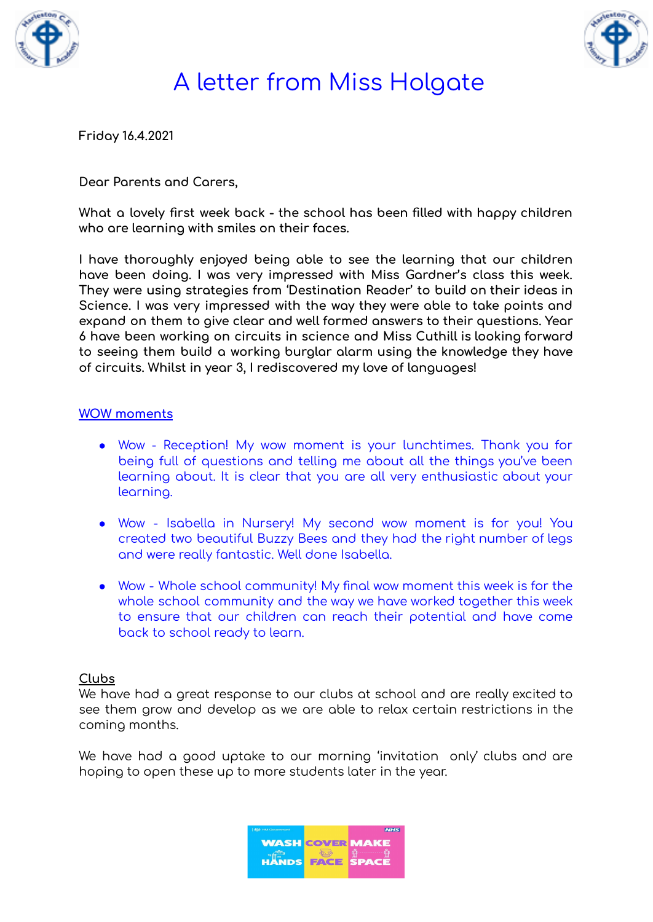# A letter from Miss Holgate

Friday 16.4.2021

Dear Parents and Carers,

What a lovely first week back - the school has been filled with happy children who are learning with smiles on their faces.

I have thoroughly enjoyed being able to see the learning that our children have been doing. I was very impressed with Miss Gardner's class this week. They were using strategies from 'Destination Reader' to build on their ideas in Science. I was very impressed with the way they were able to take points and expand on them to give clear and well formed answers to their questions. Year 6 have been working on circuits in science and Miss Cuthill is looking forward to seeing them build a working burglar alarm using the knowledge they have of circuits. Whilst in year 3, I rediscovered my love of languages!

## WOW moments

- Wow - Reception! My wow moment is your lunchtimes. Thank you for being full of questions and telling me about all the things you've been learning about. It is clear that you are all very enthusiastic about your learning.
- Wow - Isabella in Nursery! My second wow moment is for you! You created two beautiful Buzzy Bees and they had the right number of legs and were really fantastic. Well done Isabella.
- Wow - Whole school community! My final wow moment this week is for the whole school community and the way we have worked together this week to ensure that our children can reach their potential and have come back to school ready to learn.

## Clubs

We have had a great response to our clubs at school and are really excited to see them grow and develop as we are able to relax certain restrictions in the coming months.

We have had a good uptake to our morning 'invitation only' clubs and are hoping to open these up to more students later in the year.

WASH HANDS COVER FACE MAKE SPACE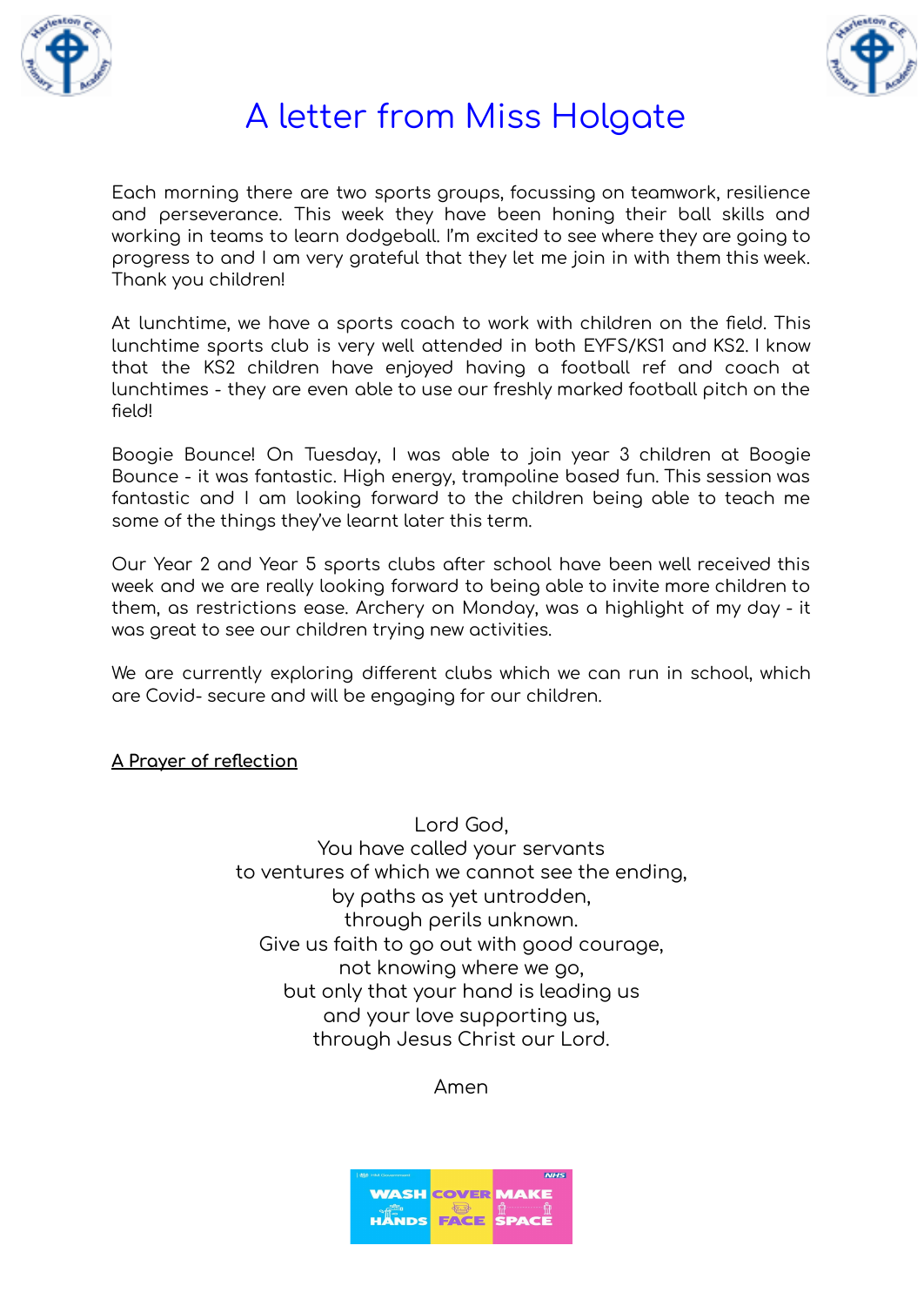# A letter from Miss Holgate

Each morning there are two sports groups, focussing on teamwork, resilience and perseverance. This week they have been honing their ball skills and working in teams to learn dodgeball. I'm excited to see where they are going to progress to and I am very grateful that they let me join in with them this week. Thank you children!

At lunchtime, we have a sports coach to work with children on the field. This lunchtime sports club is very well attended in both EYFS/KS1 and KS2. I know that the KS2 children have enjoyed having a football ref and coach at lunchtimes - they are even able to use our freshly marked football pitch on the field!

Boogie Bounce! On Tuesday, I was able to join year 3 children at Boogie Bounce - it was fantastic. High energy, trampoline based fun. This session was fantastic and I am looking forward to the children being able to teach me some of the things they've learnt later this term.

Our Year 2 and Year 5 sports clubs after school have been well received this week and we are really looking forward to being able to invite more children to them, as restrictions ease. Archery on Monday, was a highlight of my day - it was great to see our children trying new activities.

We are currently exploring different clubs which we can run in school, which are Covid- secure and will be engaging for our children.

<u>A Prayer of reflection</u>

Lord God,
You have called your servants
to ventures of which we cannot see the ending,
by paths as yet untrodden,
through perils unknown.
Give us faith to go out with good courage,
not knowing where we go,
but only that your hand is leading us
and your love supporting us,
through Jesus Christ our Lord.

Amen

WASH HANDS COVER FACE MAKE SPACE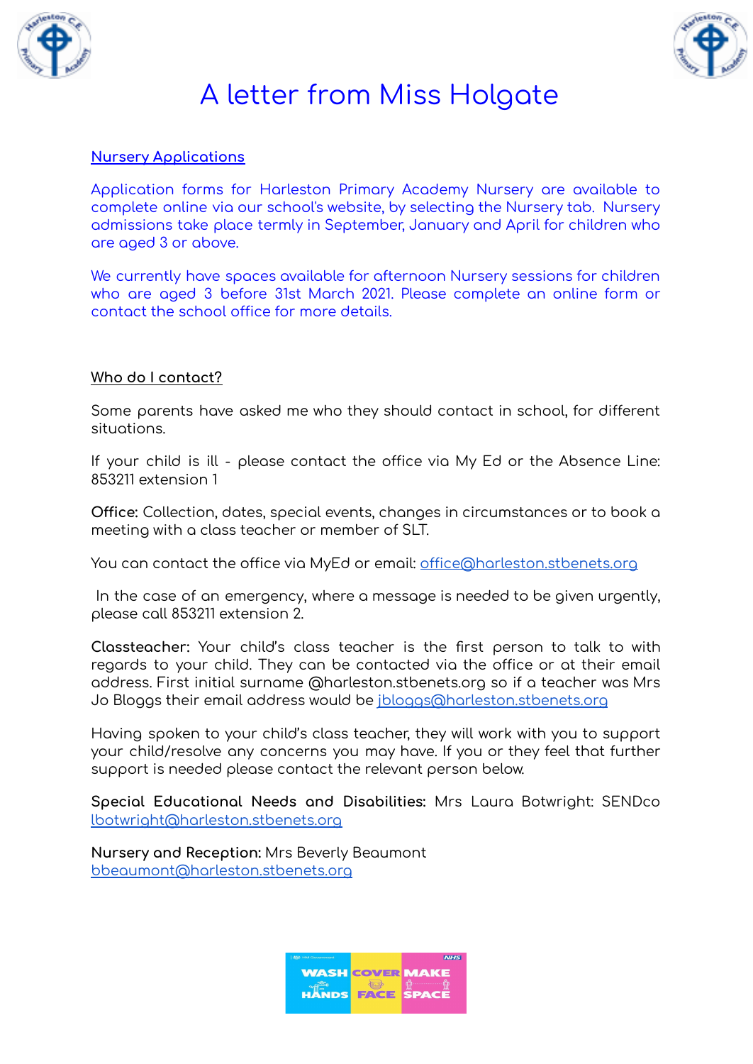# A letter from Miss Holgate

## Nursery Applications

Application forms for Harleston Primary Academy Nursery are available to complete online via our school's website, by selecting the Nursery tab. Nursery admissions take place termly in September, January and April for children who are aged 3 or above.

We currently have spaces available for afternoon Nursery sessions for children who are aged 3 before 31st March 2021. Please complete an online form or contact the school office for more details.

## Who do I contact?

Some parents have asked me who they should contact in school, for different situations.

If your child is ill - please contact the office via My Ed or the Absence Line: 853211 extension 1

**Office:** Collection, dates, special events, changes in circumstances or to book a meeting with a class teacher or member of SLT.

You can contact the office via MyEd or email: office@harleston.stbenets.org

In the case of an emergency, where a message is needed to be given urgently, please call 853211 extension 2.

**Classteacher:** Your child's class teacher is the first person to talk to with regards to your child. They can be contacted via the office or at their email address. First initial surname @harleston.stbenets.org so if a teacher was Mrs Jo Bloggs their email address would be jbloggs@harleston.stbenets.org

Having spoken to your child's class teacher, they will work with you to support your child/resolve any concerns you may have. If you or they feel that further support is needed please contact the relevant person below.

**Special Educational Needs and Disabilities:** Mrs Laura Botwright: SENDco lbotwright@harleston.stbenets.org

**Nursery and Reception:** Mrs Beverly Beaumont bbeaumont@harleston.stbenets.org

WASH HANDS COVER FACE MAKE SPACE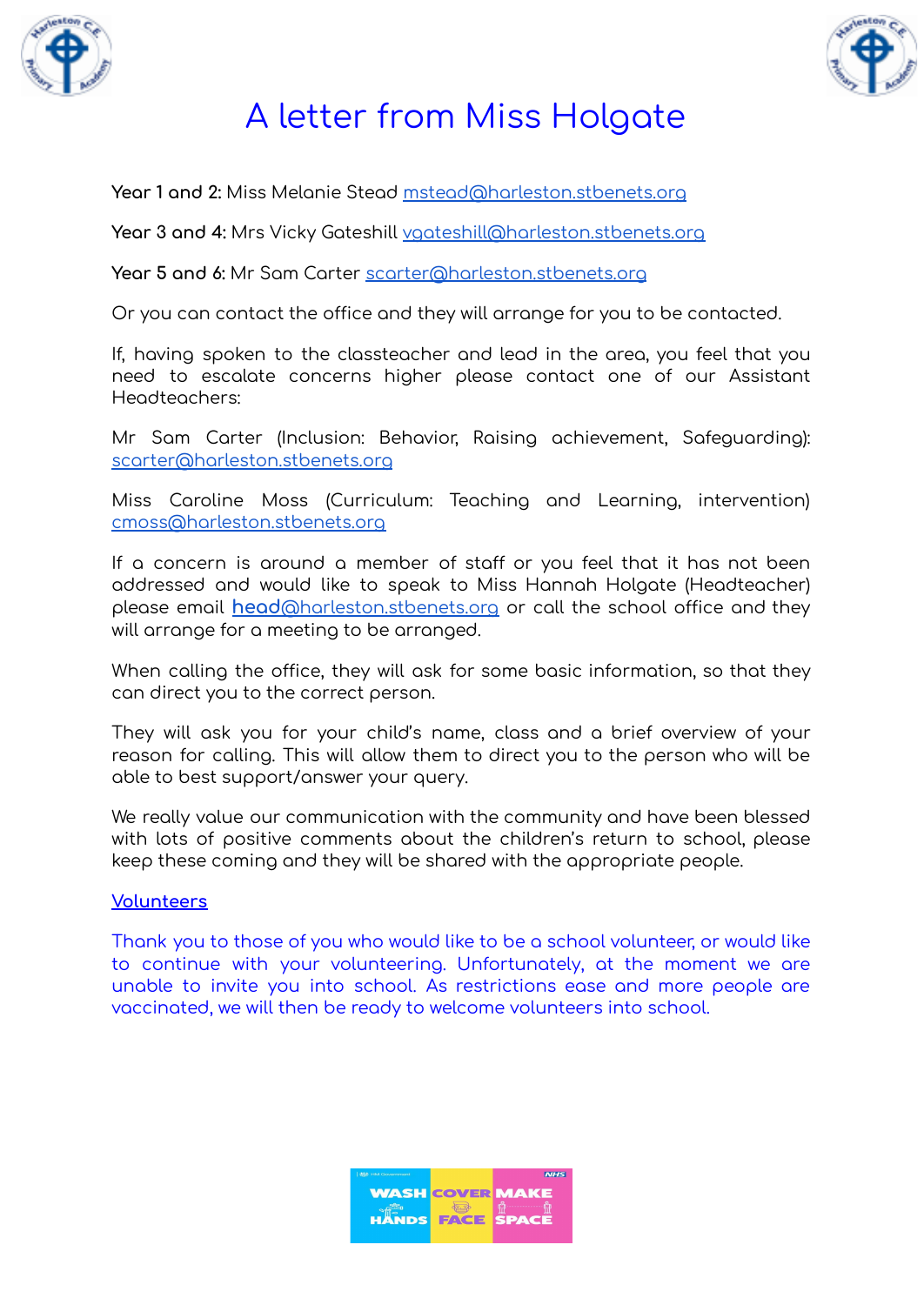# A letter from Miss Holgate

**Year 1 and 2:** Miss Melanie Stead mstead@harleston.stbenets.org

**Year 3 and 4:** Mrs Vicky Gateshill vgateshill@harleston.stbenets.org

**Year 5 and 6:** Mr Sam Carter scarter@harleston.stbenets.org

Or you can contact the office and they will arrange for you to be contacted.

If, having spoken to the classteacher and lead in the area, you feel that you need to escalate concerns higher please contact one of our Assistant Headteachers:

Mr Sam Carter (Inclusion: Behavior, Raising achievement, Safeguarding): scarter@harleston.stbenets.org

Miss Caroline Moss (Curriculum: Teaching and Learning, intervention) cmoss@harleston.stbenets.org

If a concern is around a member of staff or you feel that it has not been addressed and would like to speak to Miss Hannah Holgate (Headteacher) please email **head**@harleston.stbenets.org or call the school office and they will arrange for a meeting to be arranged.

When calling the office, they will ask for some basic information, so that they can direct you to the correct person.

They will ask you for your child's name, class and a brief overview of your reason for calling. This will allow them to direct you to the person who will be able to best support/answer your query.

We really value our communication with the community and have been blessed with lots of positive comments about the children's return to school, please keep these coming and they will be shared with the appropriate people.

## Volunteers

Thank you to those of you who would like to be a school volunteer, or would like to continue with your volunteering. Unfortunately, at the moment we are unable to invite you into school. As restrictions ease and more people are vaccinated, we will then be ready to welcome volunteers into school.

WASH HANDS COVER FACE MAKE SPACE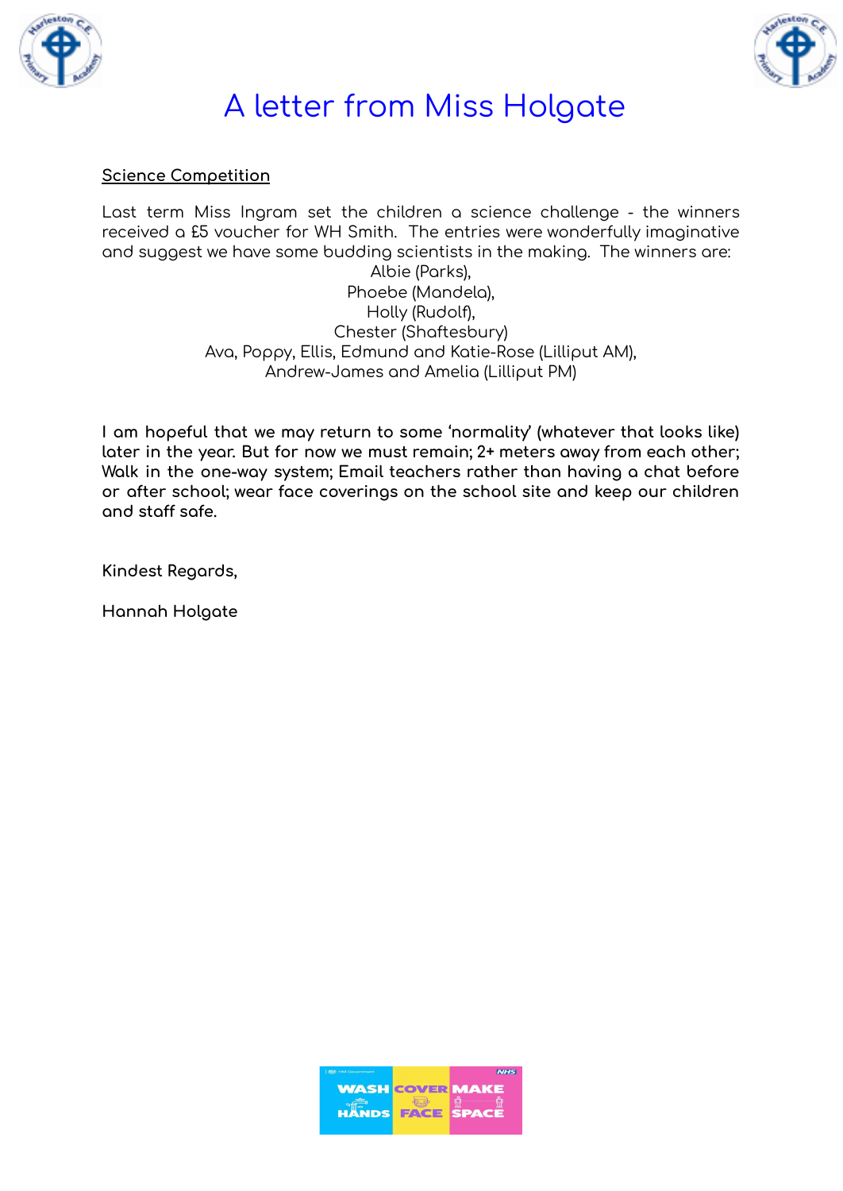# A letter from Miss Holgate

**Science Competition**

Last term Miss Ingram set the children a science challenge - the winners received a £5 voucher for WH Smith. The entries were wonderfully imaginative and suggest we have some budding scientists in the making. The winners are:

Albie (Parks),
Phoebe (Mandela),
Holly (Rudolf),
Chester (Shaftesbury)
Ava, Poppy, Ellis, Edmund and Katie-Rose (Lilliput AM),
Andrew-James and Amelia (Lilliput PM)

**I am hopeful that we may return to some 'normality' (whatever that looks like) later in the year. But for now we must remain; 2+ meters away from each other; Walk in the one-way system; Email teachers rather than having a chat before or after school; wear face coverings on the school site and keep our children and staff safe.**

**Kindest Regards,**

**Hannah Holgate**